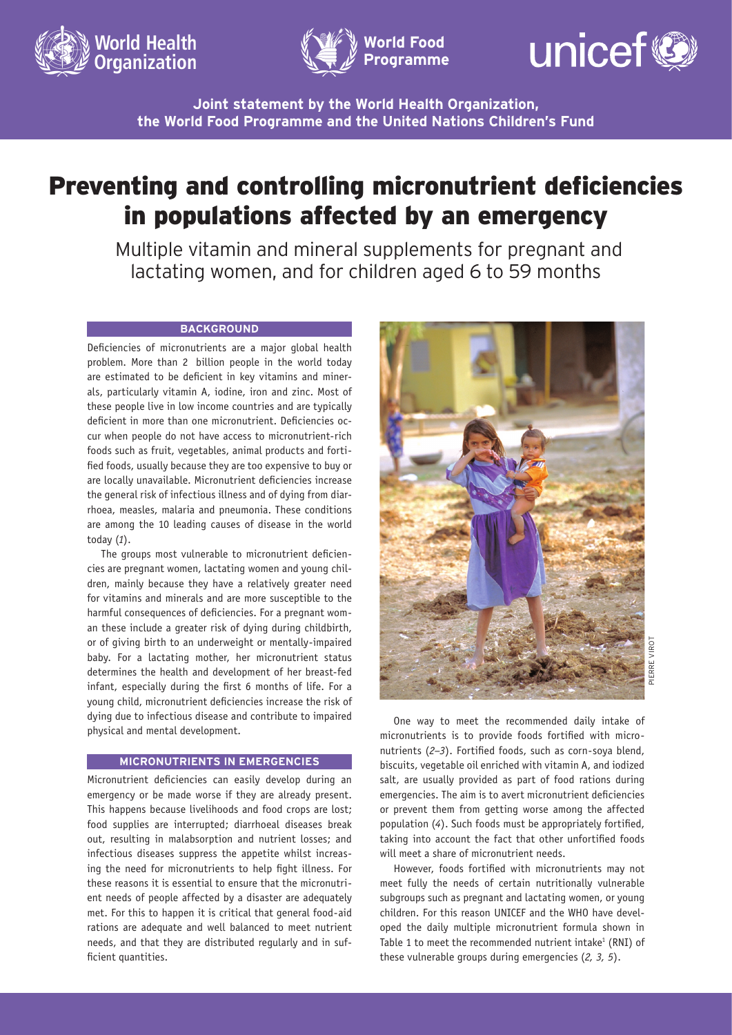World Health Organization | World Food Programme | unicef

**Joint statement by the World Health Organization, the World Food Programme and the United Nations Children's Fund**

# Preventing and controlling micronutrient deficiencies in populations affected by an emergency

Multiple vitamin and mineral supplements for pregnant and lactating women, and for children aged 6 to 59 months

## BACKGROUND

Deficiencies of micronutrients are a major global health problem. More than 2 billion people in the world today are estimated to be deficient in key vitamins and minerals, particularly vitamin A, iodine, iron and zinc. Most of these people live in low income countries and are typically deficient in more than one micronutrient. Deficiencies occur when people do not have access to micronutrient-rich foods such as fruit, vegetables, animal products and fortified foods, usually because they are too expensive to buy or are locally unavailable. Micronutrient deficiencies increase the general risk of infectious illness and of dying from diarrhoea, measles, malaria and pneumonia. These conditions are among the 10 leading causes of disease in the world today (*1*).

The groups most vulnerable to micronutrient deficiencies are pregnant women, lactating women and young children, mainly because they have a relatively greater need for vitamins and minerals and are more susceptible to the harmful consequences of deficiencies. For a pregnant woman these include a greater risk of dying during childbirth, or of giving birth to an underweight or mentally-impaired baby. For a lactating mother, her micronutrient status determines the health and development of her breast-fed infant, especially during the first 6 months of life. For a young child, micronutrient deficiencies increase the risk of dying due to infectious disease and contribute to impaired physical and mental development.

## MICRONUTRIENTS IN EMERGENCIES

Micronutrient deficiencies can easily develop during an emergency or be made worse if they are already present. This happens because livelihoods and food crops are lost; food supplies are interrupted; diarrhoeal diseases break out, resulting in malabsorption and nutrient losses; and infectious diseases suppress the appetite whilst increasing the need for micronutrients to help fight illness. For these reasons it is essential to ensure that the micronutrient needs of people affected by a disaster are adequately met. For this to happen it is critical that general food-aid rations are adequate and well balanced to meet nutrient needs, and that they are distributed regularly and in sufficient quantities.

PIERRE VIROT

One way to meet the recommended daily intake of micronutrients is to provide foods fortified with micronutrients (*2–3*). Fortified foods, such as corn-soya blend, biscuits, vegetable oil enriched with vitamin A, and iodized salt, are usually provided as part of food rations during emergencies. The aim is to avert micronutrient deficiencies or prevent them from getting worse among the affected population (*4*). Such foods must be appropriately fortified, taking into account the fact that other unfortified foods will meet a share of micronutrient needs.

However, foods fortified with micronutrients may not meet fully the needs of certain nutritionally vulnerable subgroups such as pregnant and lactating women, or young children. For this reason UNICEF and the WHO have developed the daily multiple micronutrient formula shown in Table 1 to meet the recommended nutrient intake[1] (RNI) of these vulnerable groups during emergencies (*2, 3, 5*).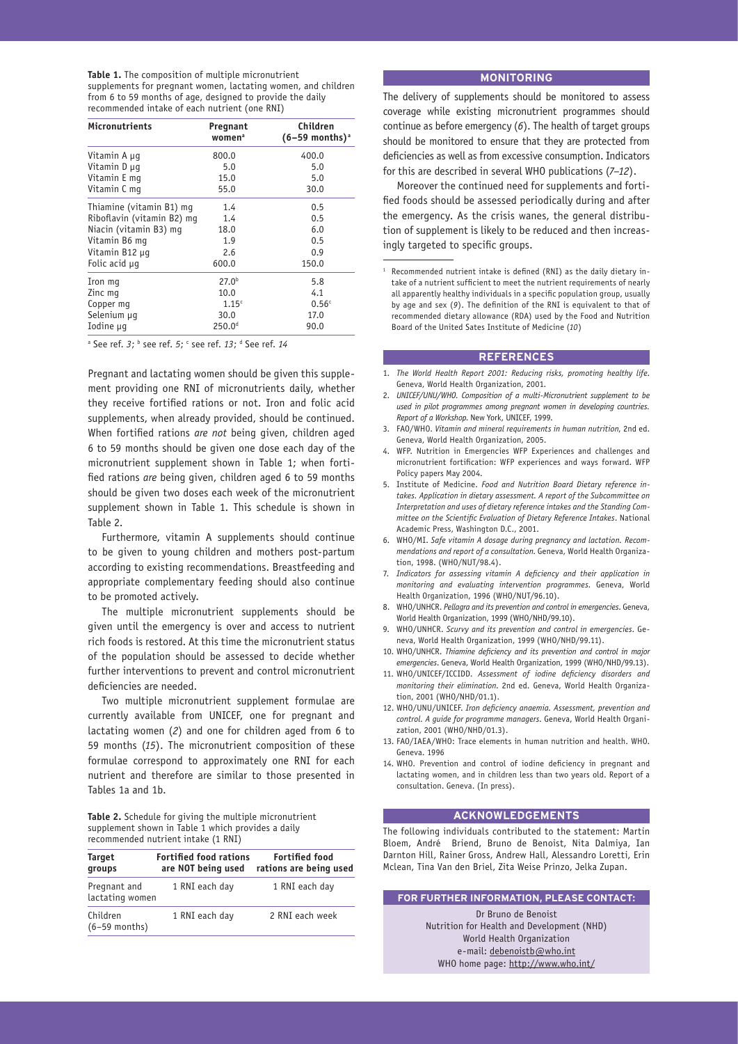**Table 1.** The composition of multiple micronutrient supplements for pregnant women, lactating women, and children from 6 to 59 months of age, designed to provide the daily recommended intake of each nutrient (one RNI)

| Micronutrients | Pregnant women[a] | Children (6–59 months)[a] |
|---|---|---|
| Vitamin A µg | 800.0 | 400.0 |
| Vitamin D µg | 5.0 | 5.0 |
| Vitamin E mg | 15.0 | 5.0 |
| Vitamin C mg | 55.0 | 30.0 |
| Thiamine (vitamin B1) mg | 1.4 | 0.5 |
| Riboflavin (vitamin B2) mg | 1.4 | 0.5 |
| Niacin (vitamin B3) mg | 18.0 | 6.0 |
| Vitamin B6 mg | 1.9 | 0.5 |
| Vitamin B12 µg | 2.6 | 0.9 |
| Folic acid µg | 600.0 | 150.0 |
| Iron mg | 27.0[b] | 5.8 |
| Zinc mg | 10.0 | 4.1 |
| Copper mg | 1.15[c] | 0.56[c] |
| Selenium µg | 30.0 | 17.0 |
| Iodine µg | 250.0[d] | 90.0 |

[a] See ref. *3;* [b] see ref. *5;* [c] see ref. *13;* [d] See ref. *14*

Pregnant and lactating women should be given this supplement providing one RNI of micronutrients daily, whether they receive fortified rations or not. Iron and folic acid supplements, when already provided, should be continued. When fortified rations *are not* being given, children aged 6 to 59 months should be given one dose each day of the micronutrient supplement shown in Table 1; when fortified rations *are* being given, children aged 6 to 59 months should be given two doses each week of the micronutrient supplement shown in Table 1. This schedule is shown in Table 2.

Furthermore, vitamin A supplements should continue to be given to young children and mothers post-partum according to existing recommendations. Breastfeeding and appropriate complementary feeding should also continue to be promoted actively.

The multiple micronutrient supplements should be given until the emergency is over and access to nutrient rich foods is restored. At this time the micronutrient status of the population should be assessed to decide whether further interventions to prevent and control micronutrient deficiencies are needed.

Two multiple micronutrient supplement formulae are currently available from UNICEF, one for pregnant and lactating women (*2*) and one for children aged from 6 to 59 months (*15*). The micronutrient composition of these formulae correspond to approximately one RNI for each nutrient and therefore are similar to those presented in Tables 1a and 1b.

**Table 2.** Schedule for giving the multiple micronutrient supplement shown in Table 1 which provides a daily recommended nutrient intake (1 RNI)

| Target groups | Fortified food rations are NOT being used | Fortified food rations are being used |
|---|---|---|
| Pregnant and lactating women | 1 RNI each day | 1 RNI each day |
| Children (6–59 months) | 1 RNI each day | 2 RNI each week |

## MONITORING

The delivery of supplements should be monitored to assess coverage while existing micronutrient programmes should continue as before emergency (*6*). The health of target groups should be monitored to ensure that they are protected from deficiencies as well as from excessive consumption. Indicators for this are described in several WHO publications (*7–12*).

Moreover the continued need for supplements and fortified foods should be assessed periodically during and after the emergency. As the crisis wanes, the general distribution of supplement is likely to be reduced and then increasingly targeted to specific groups.

[1] Recommended nutrient intake is defined (RNI) as the daily dietary intake of a nutrient sufficient to meet the nutrient requirements of nearly all apparently healthy individuals in a specific population group, usually by age and sex (*9*). The definition of the RNI is equivalent to that of recommended dietary allowance (RDA) used by the Food and Nutrition Board of the United Sates Institute of Medicine (*10*)

## REFERENCES

1. *The World Health Report 2001: Reducing risks, promoting healthy life.* Geneva, World Health Organization, 2001.
2. *UNICEF/UNU/WHO. Composition of a multi-Micronutrient supplement to be used in pilot programmes among pregnant women in developing countries. Report of a Workshop.* New York, UNICEF, 1999.
3. FAO/WHO. *Vitamin and mineral requirements in human nutrition*, 2nd ed. Geneva, World Health Organization, 2005.
4. WFP. Nutrition in Emergencies WFP Experiences and challenges and micronutrient fortification: WFP experiences and ways forward. WFP Policy papers May 2004.
5. Institute of Medicine. *Food and Nutrition Board Dietary reference intakes. Application in dietary assessment. A report of the Subcommittee on Interpretation and uses of dietary reference intakes and the Standing Committee on the Scientific Evaluation of Dietary Reference Intakes*. National Academic Press, Washington D.C., 2001.
6. WHO/MI. *Safe vitamin A dosage during pregnancy and lactation. Recommendations and report of a consultation.* Geneva, World Health Organization, 1998. (WHO/NUT/98.4).
7. *Indicators for assessing vitamin A deficiency and their application in monitoring and evaluating intervention programmes.* Geneva, World Health Organization, 1996 (WHO/NUT/96.10).
8. WHO/UNHCR. *Pellagra and its prevention and control in emergencies*. Geneva, World Health Organization, 1999 (WHO/NHD/99.10).
9. WHO/UNHCR. *Scurvy and its prevention and control in emergencies*. Geneva, World Health Organization, 1999 (WHO/NHD/99.11).
10. WHO/UNHCR. *Thiamine deficiency and its prevention and control in major emergencies*. Geneva, World Health Organization, 1999 (WHO/NHD/99.13).
11. WHO/UNICEF/ICCIDD. *Assessment of iodine deficiency disorders and monitoring their elimination.* 2nd ed. Geneva, World Health Organization, 2001 (WHO/NHD/01.1).
12. WHO/UNU/UNICEF. *Iron deficiency anaemia. Assessment, prevention and control. A guide for programme managers*. Geneva, World Health Organization, 2001 (WHO/NHD/01.3).
13. FAO/IAEA/WHO: Trace elements in human nutrition and health. WHO. Geneva. 1996
14. WHO. Prevention and control of iodine deficiency in pregnant and lactating women, and in children less than two years old. Report of a consultation. Geneva. (In press).

## ACKNOWLEDGEMENTS

The following individuals contributed to the statement: Martin Bloem, André Briend, Bruno de Benoist, Nita Dalmiya, Ian Darnton Hill, Rainer Gross, Andrew Hall, Alessandro Loretti, Erin Mclean, Tina Van den Briel, Zita Weise Prinzo, Jelka Zupan.

## FOR FURTHER INFORMATION, PLEASE CONTACT:

Dr Bruno de Benoist
Nutrition for Health and Development (NHD)
World Health Organization
e-mail: debenoistb@who.int
WHO home page: http://www.who.int/